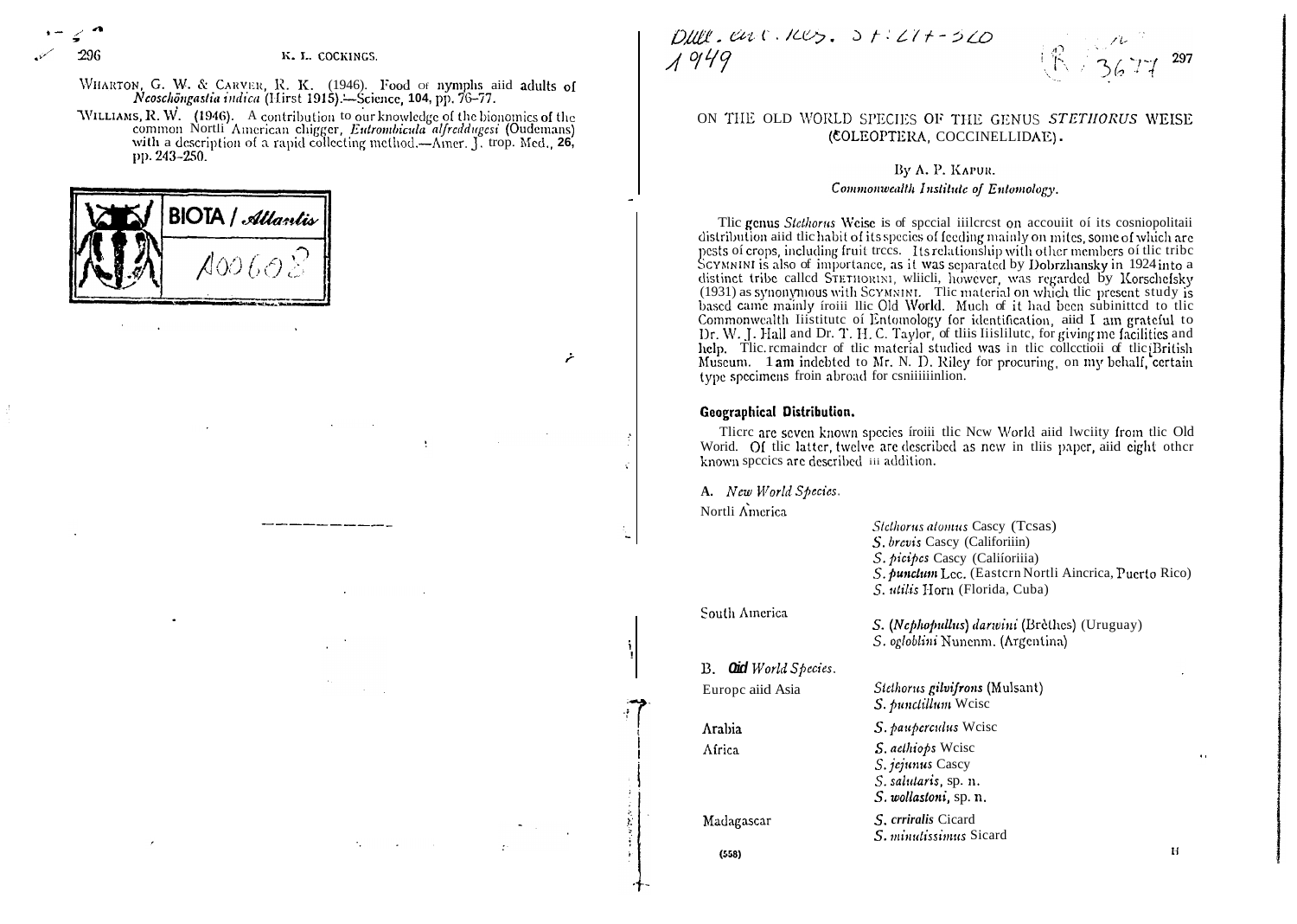WHARTON, G. W. & CARVER, R. K. (1946). Food of nymphs and adults of *Neoschöngastia indica* (Hirst 1915).—Science, **104**, pp. 76–77.

WILLIAMS, R. W. (1946). A contribution to our knowledge of the bionomics of the common North American chigger, *Eutrombicula alfreddugesi* (Oudemans) with a description of a rapid collecting method.—Amer. J. trop. Med., **26**, pp. 243–250.

BIOTA / Atlantis
A00603

Bull. ent. Res. 39: 297–320
1949

R 3677

# ON THE OLD WORLD SPECIES OF THE GENUS *STETHORUS* WEISE (COLEOPTERA, COCCINELLIDAE).

By A. P. KAPUR.

*Commonwealth Institute of Entomology.*

The genus *Stethorus* Weise is of special interest on account of its cosmopolitan distribution and the habit of its species of feeding mainly on mites, some of which are pests of crops, including fruit trees. Its relationship with other members of the tribe SCYMNINI is also of importance, as it was separated by Dobrzhansky in 1924 into a distinct tribe called STETHORINI, which, however, was regarded by Korschefsky (1931) as synonymous with SCYMNINI. The material on which the present study is based came mainly from the Old World. Much of it had been submitted to the Commonwealth Institute of Entomology for identification, and I am grateful to Dr. W. J. Hall and Dr. T. H. C. Taylor, of this Institute, for giving me facilities and help. The remainder of the material studied was in the collection of the British Museum. I am indebted to Mr. N. D. Riley for procuring, on my behalf, certain type specimens from abroad for examination.

## Geographical Distribution.

There are seven known species from the New World and twenty from the Old World. Of the latter, twelve are described as new in this paper, and eight other known species are described in addition.

A. *New World Species.*

North America

- *Stethorus atomus* Casey (Texas)
- *S. brevis* Casey (California)
- *S. picipes* Casey (California)
- *S. punctum* Lec. (Eastern North America, Puerto Rico)
- *S. utilis* Horn (Florida, Cuba)

South America

- *S.* (*Nephopullus*) *darwini* (Brèthes) (Uruguay)
- *S. ogloblini* Nunenm. (Argentina)

B. *Old World Species.*

Europe and Asia

- *Stethorus gilvifrons* (Mulsant)
- *S. punctillum* Weise

Arabia

- *S. pauperculus* Weise

Africa

- *S. aethiops* Weise
- *S. jejunus* Casey
- *S. salutaris*, sp. n.
- *S. wollastoni*, sp. n.

Madagascar

- *S. crriralis* Cicard
- *S. minutissimus* Sicard

(558)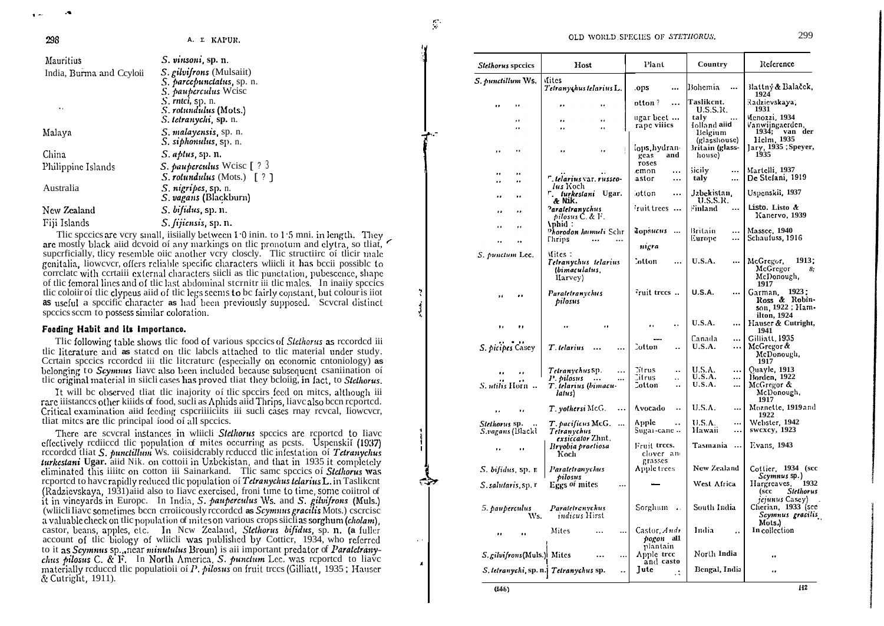| | |
|---|---|
| Mauritius | *S. vinsoni*, sp. n. |
| India, Burma and Ceylon | *S. gilvifrons* (Mulsant) |
| | *S. parcepunctatus*, sp. n. |
| | *S. pauperculus* Weise |
| | *S. rani*, sp. n. |
| | *S. rotundulus* (Mots.) |
| | *S. tetranychi*, sp. n. |
| Malaya | *S. malayensis*, sp. n. |
| | *S. siphonulus*, sp. n. |
| China | *S. aptus*, sp. n. |
| Philippine Islands | *S. pauperculus* Weise [ ? ] |
| | *S. rotundulus* (Mots.) [ ? ] |
| Australia | *S. nigripes*, sp. n. |
| | *S. vagans* (Blackburn) |
| New Zealand | *S. bifidus*, sp. n. |
| Fiji Islands | *S. fijiensis*, sp. n. |

The species are very small, usually between 1·0 mm. to 1·5 mm. in length. They are mostly black and devoid of any markings on the pronotum and elytra, so that, superficially, they resemble one another very closely. The structure of their male genitalia, however, offers reliable specific characters which it has been possible to correlate with certain external characters such as the punctation, pubescence, shape of the femoral lines and of the last abdominal sternite in the males. In many species the colour of the clypeus and of the legs seems to be fairly constant, but colour is not as useful a specific character as had been previously supposed. Several distinct species seem to possess similar coloration.

## Feeding Habit and its Importance.

The following table shows the food of various species of *Stethorus* as recorded in the literature and as stated on the labels attached to the material under study. Certain species recorded in the literature (especially on economic entomology) as belonging to *Scymnus* have also been included because subsequent examination of the original material in such cases has proved that they belong, in fact, to *Stethorus*.

It will be observed that the majority of the species feed on mites, although in rare instances other kinds of food, such as Aphids and Thrips, have also been reported. Critical examination and feeding experiments in such cases may reveal, however, that mites are the principal food of all species.

There are several instances in which *Stethorus* species are reported to have effectively reduced the population of mites occurring as pests. Uspenskii (1937) recorded that *S. punctillum* Ws. considerably reduced the infestation of *Tetranychus turkestani* Ugar. and Nik. on cotton in Uzbekistan, and that in 1935 it completely eliminated this mite on cotton in Samarkand. The same species of *Stethorus* was reported to have rapidly reduced the population of *Tetranychus telarius* L. in Tashkent (Radzievskaya, 1931) and also to have exercised, from time to time, some control of it in vineyards in Europe. In India, *S. pauperculus* Ws. and *S. gilvifrons* (Muls.) (which have sometimes been erroneously recorded as *Scymnus gracilis* Mots.) exercise a valuable check on the population of mites on various crops such as sorghum (*cholam*), castor, beans, apples, etc. In New Zealand, *Stethorus bifidus*, sp. n. (a fuller account of the biology of which was published by Cottier, 1934, who referred to it as *Scymnus* sp., near *minutulus* Broun) is an important predator of *Paratetranychus pilosus* C. & F. In North America, *S. punctum* Lec. was reported to have materially reduced the population of *P. pilosus* on fruit trees (Gilliatt, 1935; Hauser & Cutright, 1941).

| *Stethorus* species | Host | Plant | Country | Reference |
|---|---|---|---|---|
| *S. punctillum* Ws. | Mites *Tetranychus telarius* L. | Hops ... | Bohemia ... | Blattný & Balaček, 1924 |
| ,, ,, | ,, ,, | Cotton ? ... | Tashkent, U.S.S.R. | Radzievskaya, 1931 |
| ,, ,, | ,, ,, | Sugar beet ... | Italy ... | Menozzi, 1934 |
| ,, ,, | ,, ,, | rape vines | Holland and Belgium (glasshouse) | Vanwijngaerden, 1934; van der Helm, 1935 |
| ,, ,, | ,, ,, | Hops, hydrangeas and roses | Britain (glasshouse) | Jary, 1935; Speyer, 1935 |
| ,, ,, | ,, ,, | Lemon ... | Sicily ... | Martelli, 1937 |
| ,, ,, | *T. telarius* var. *russeolus* Koch | Castor ... | Italy ... | De Stefani, 1919 |
| ,, ,, | *T. turkestani* Ugar. & Nik. | Cotton ... | Uzbekistan, U.S.S.R. | Uspenskii, 1937 |
| ,, ,, | *Paratetranychus pilosus* C. & F. | Fruit trees ... | Finland ... | Listo, Listo & Kanervo, 1939 |
| ,, ,, | Aphid : *Phorodon humuli* Schr | Hops ... | Britain ... | Massee, 1940 |
| ,, ,, | Thrips ... | *Humulus nigra* | Europe ... | Schaufuss, 1916 |
| *S. punctum* Lec. | Mites : *Tetranychus telarius (bimaculatus,* Harvey) | Cotton ... | U.S.A. ... | McGregor, 1913; McGregor & McDonough, 1917 |
| ,, ,, | *Paratetranychus pilosus* | Fruit trees .. | U.S.A. ... | Garman, 1923; Ross & Robinson, 1922; Hamilton, 1924 |
| ,, ,, | ,, ,, | ,, .. | U.S.A. ... | Hauser & Cutright, 1941 |
| ,, ,, | — | — | Canada ... | Gilliatt, 1935 |
| *S. picipes* Casey | *T. telarius* ... | Cotton .. | U.S.A. ... | McGregor & McDonough, 1917 |
| ,, ,, | *Tetranychus* sp. ... | Citrus .. | U.S.A. ... | Quayle, 1913 |
| ,, ,, | *P. pilosus* ... | Citrus .. | U.S.A. ... | Borden, 1922 |
| *S. utilis* Horn .. | *T. telarius (bimaculatus)* | Cotton .. | U.S.A. ... | McGregor & McDonough, 1917 |
| ,, ,, | *T. yothersi* McG. ... | Avocado .. | U.S.A. ... | Moznette, 1919 and 1922 |
| *Stethorus* sp. .. | *T. pacificus* McG. ... | Apple .. | U.S.A. ... | Webster, 1942 |
| *S. vagans* (Blackb.) | *Tetranychus exsiccator* Zhnt. | Sugar-cane .. | Hawaii ... | Swezey, 1923 |
| ,, ,, | *Bryobia praetiosa* Koch | Fruit trees, clover and grasses | Tasmania ... | Evans, 1943 |
| *S. bifidus*, sp. n. | *Paratetranychus pilosus* | Apple trees | New Zealand | Cottier, 1934 (see *Scymnus* sp.) |
| *S. salutaris*, sp. n. | Eggs of mites ... | — | West Africa | Hargreaves, 1932 (see *Stethorus jejunus* Casey) |
| *S. pauperculus* Ws. | *Paratetranychus indicus* Hirst | Sorghum .. | South India | Cherian, 1933 (see *Scymnus gracilis* Mots.) |
| ,, ,, | Mites ... ... | Castor, *Andropogon* and plantain | India .. | In collection |
| *S. gilvifrons* (Muls.) | Mites ... ... | Apple tree and castor | North India | ,, |
| *S. tetranychi*, sp. n. | *Tetranychus* sp. .. | Jute .. | Bengal, India | ,, |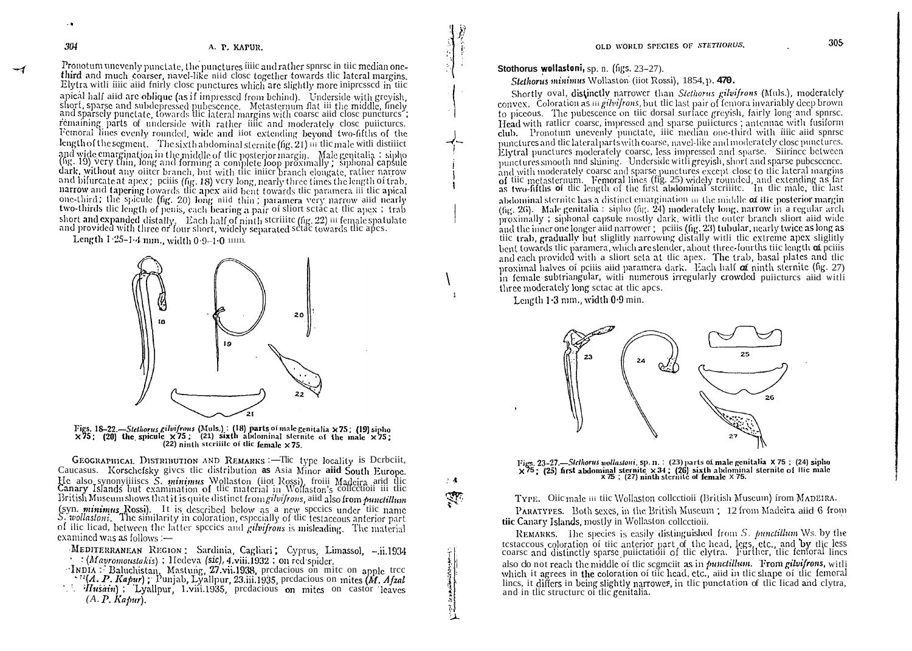Pronotum unevenly punctate, the punctures fine and rather sparse in the median one-third and much coarser, navel-like and close together towards the lateral margins. Elytra with fine and fairly close punctures which are slightly more impressed in the apical half and are oblique (as if impressed from behind). Underside with greyish, short, sparse and subdepressed pubescence. Metasternum flat in the middle, finely and sparsely punctate, towards the lateral margins with coarse and close punctures; remaining parts of underside with rather fine and moderately close punctures. Femoral lines evenly rounded, wide and not extending beyond two-fifths of the length of the segment. The sixth abdominal sternite (fig. 21) in the male with distinct and wide emargination in the middle of the posterior margin. Male genitalia : sipho (fig. 19) very thin, long and forming a complete loop proximally ; siphonal capsule dark, without any outer branch, but with the inner branch elongate, rather narrow and bifurcate at apex ; penis (fig. 18) very long, nearly three times the length of trab, narrow and tapering towards the apex and bent towards the paramera in the apical one-third ; the spicule (fig. 20) long and thin ; paramera very narrow and nearly two-thirds the length of penis, each bearing a pair of short setae at the apex ; trab short and expanded distally. Each half of ninth sternite (fig. 22) in female spatulate and provided with three or four short, widely separated setae towards the apex.

Length 1·25–1·4 mm., width 0·9–1·0 mm.

Figs. 18–22.—*Stethorus gilvifrons* (Muls.) : (18) parts of male genitalia ×75 ; (19) sipho ×75 ; (20) the spicule ×75 ; (21) sixth abdominal sternite of the male ×75 ; (22) ninth sternite of the female ×75.

Geographical Distribution and Remarks :—The type locality is Derbent, Caucasus. Korschefsky gives the distribution as Asia Minor and South Europe. He also synonymises *S. minimus* Wollaston (not Rossi), from Madeira and the Canary Islands but examination of the material in Wollaston's collection in the British Museum shows that it is quite distinct from *gilvifrons*, and also from *punctillum* (syn. *minimus* Rossi). It is described below as a new species under the name *S. wollastoni*. The similarity in coloration, especially of the testaceous anterior part of the head, between the latter species and *gilvifrons* is misleading. The material examined was as follows :—

Mediterranean Region : Sardinia, Cagliari ; Cyprus, Limassol, –.ii.1934 : (*Mavromoustakis*) ; Hedeva (*sic*), 4.viii.1932 ; on red spider.

India : Baluchistan, Mastung, 27.vii.1938, predacious on mite on apple tree (*A. P. Kapur*) ; Punjab, Lyallpur, 23.iii.1935, predacious on mites (*M. Afzal Husain*) ; Lyallpur, 1.viii.1935, predacious on mites on castor leaves (*A. P. Kapur*).

## Stethorus wollastoni, sp. n. (figs. 23–27).

*Stethorus minimus* Wollaston (not Rossi), 1854, p. 470.

Shortly oval, distinctly narrower than *Stethorus gilvifrons* (Muls.), moderately convex. Coloration as in *gilvifrons*, but the last pair of femora invariably deep brown to piceous. The pubescence on the dorsal surface greyish, fairly long and sparse. Head with rather coarse, impressed and sparse punctures ; antennae with fusiform club. Pronotum unevenly punctate, the median one-third with fine and sparse punctures and the lateral parts with coarse, navel-like and moderately close punctures. Elytral punctures moderately coarse, less impressed and sparse. Surface between punctures smooth and shining. Underside with greyish, short and sparse pubescence and with moderately coarse and sparse punctures except close to the lateral margins of the metasternum. Femoral lines (fig. 25) widely rounded, and extending as far as two-fifths of the length of the first abdominal sternite. In the male, the last abdominal sternite has a distinct emargination in the middle of the posterior margin (fig. 26). Male genitalia : sipho (fig. 24) moderately long, narrow in a regular arch proximally ; siphonal capsule mostly dark, with the outer branch short and wide and the inner one longer and narrower ; penis (fig. 23) tubular, nearly twice as long as the trab, gradually but slightly narrowing distally with the extreme apex slightly bent towards the paramera, which are slender, about three-fourths the length of penis and each provided with a short seta at the apex. The trab, basal plates and the proximal halves of penis and paramera dark. Each half of ninth sternite (fig. 27) in female subtriangular, with numerous irregularly crowded punctures and with three moderately long setae at the apex.

Length 1·3 mm., width 0·9 mm.

Figs. 23–27.—*Stethorus wollastoni*, sp. n. : (23) parts of male genitalia ×75 ; (24) sipho ×75 ; (25) first abdominal sternite ×34 ; (26) sixth abdominal sternite of the male ×75 ; (27) ninth sternite of female ×75.

Type. One male in the Wollaston collection (British Museum) from Madeira.

Paratypes. Both sexes, in the British Museum ; 12 from Madeira and 6 from the Canary Islands, mostly in Wollaston collection.

Remarks. The species is easily distinguished from *S. punctillum* Ws. by the testaceous coloration of the anterior part of the head, legs, etc., and by the less coarse and distinctly sparse punctation of the elytra. Further, the femoral lines also do not reach the middle of the segment as in *punctillum*. From *gilvifrons*, with which it agrees in the coloration of the head, etc., and in the shape of the femoral lines, it differs in being slightly narrower, in the punctation of the head and elytra, and in the structure of the genitalia.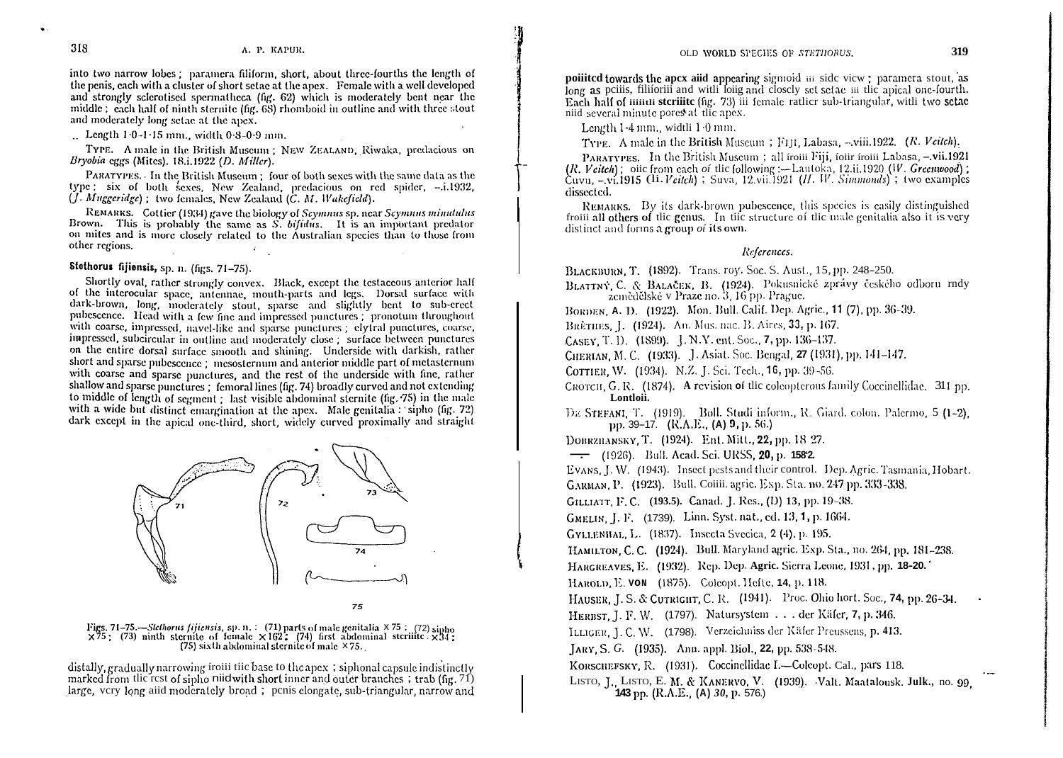into two narrow lobes; paramera filiform, short, about three-fourths the length of the penis, each with a cluster of short setae at the apex. Female with a well developed and strongly sclerotised spermatheca (fig. 62) which is moderately bent near the middle; each half of ninth sternite (fig. 68) rhomboid in outline and with three stout and moderately long setae at the apex.

.. Length 1·0-1·15 mm., width 0·8-0·9 mm.

TYPE. A male in the British Museum; NEW ZEALAND, Riwaka, predacious on *Bryobia* eggs (Mites). 18.i.1922 (*D. Miller*).

PARATYPES. In the British Museum; four of both sexes with the same data as the type; six of both sexes, New Zealand, predacious on red spider, –.i.1932, (*J. Muggeridge*); two females, New Zealand (*C. M. Wakefield*).

REMARKS. Cottier (1934) gave the biology of *Scymnus* sp. near *Scymnus minutulus* Brown. This is probably the same as *S. bifidus*. It is an important predator on mites and is more closely related to the Australian species than to those from other regions.

### Stethorus fijiensis, sp. n. (figs. 71–75).

Shortly oval, rather strongly convex. Black, except the testaceous anterior half of the interocular space, antennae, mouth-parts and legs. Dorsal surface with dark-brown, long, moderately stout, sparse and slightly bent to sub-erect pubescence. Head with a few fine and impressed punctures; pronotum throughout with coarse, impressed, navel-like and sparse punctures; elytral punctures, coarse, impressed, subcircular in outline and moderately close; surface between punctures on the entire dorsal surface smooth and shining. Underside with darkish, rather short and sparse pubescence; mesosternum and anterior middle part of metasternum with coarse and sparse punctures, and the rest of the underside with fine, rather shallow and sparse punctures; femoral lines (fig. 74) broadly curved and not extending to middle of length of segment; last visible abdominal sternite (fig. 75) in the male with a wide but distinct emargination at the apex. Male genitalia: sipho (fig. 72) dark except in the apical one-third, short, widely curved proximally and straight distally, gradually narrowing from the base to the apex; siphonal capsule indistinctly marked from the rest of sipho and with short inner and outer branches; trab (fig. 71) large, very long and moderately broad; penis elongate, sub-triangular, narrow and pointed towards the apex and appearing sigmoid in side view; paramera stout, as long as penis, filiform and with long and closely set setae in the apical one-fourth. Each half of ninth sternite (fig. 73) in female rather sub-triangular, with two setae and several minute pores at the apex.

Length 1·4 mm., width 1·0 mm.

Figs. 71–75.—*Stethorus fijiensis*, sp. n.: (71) parts of male genitalia ×75; (72) sipho ×75; (73) ninth sternite of female ×162; (74) first abdominal sternite ×34; (75) sixth abdominal sternite of male ×75.

TYPE. A male in the British Museum; FIJI, Labasa, –.viii.1922. (*R. Veitch*).

PARATYPES. In the British Museum; all from Fiji, four from Labasa, –.vii.1921 (*R. Veitch*); one from each of the following:—Lautoka, 12.ii.1920 (*W. Greenwood*); Cuvu, –.vi.1915 (*R. Veitch*); Suva, 12.vii.1921 (*H. W. Simmonds*); two examples dissected.

REMARKS. By its dark-brown pubescence, this species is easily distinguished from all others of the genus. In the structure of the male genitalia also it is very distinct and forms a group of its own.

## References.

BLACKBURN, T. (1892). Trans. roy. Soc. S. Aust., 15, pp. 248–250.

BLATTNÝ, C. & BALAČEK, B. (1924). Pokusnické zprávy českého odboru rady zemědělské v Praze no. 3, 16 pp. Prague.

BORDEN, A. D. (1922). Mon. Bull. Calif. Dep. Agric., 11 (7), pp. 36–39.

BRÈTHES, J. (1924). An. Mus. nac. B. Aires, 33, p. 167.

CASEY, T. D. (1899). J. N.Y. ent. Soc., 7, pp. 136–137.

CHERIAN, M. C. (1933). J. Asiat. Soc. Bengal, 27 (1931), pp. 141–147.

COTTIER, W. (1934). N.Z. J. Sci. Tech., 16, pp. 39–56.

CROTCH, G. R. (1874). A revision of the coleopterous family Coccinellidae. 311 pp. London.

DE STEFANI, T. (1919). Boll. Studi inform., R. Giard. colon. Palermo, 5 (1–2), pp. 39–47. (R.A.E., (A) 9, p. 56.)

DOBRZHANSKY, T. (1924). Ent. Mitt., 22, pp. 18–27.

—— (1926). Bull. Acad. Sci. URSS, 20, p. 1582.

EVANS, J. W. (1943). Insect pests and their control. Dep. Agric. Tasmania, Hobart.

GARMAN, P. (1923). Bull. Conn. agric. Exp. Sta. no. 247 pp. 333–338.

GILLIATT, F. C. (1935). Canad. J. Res., (D) 13, pp. 19–38.

GMELIN, J. F. (1739). Linn. Syst. nat., ed. 13, 1, p. 1664.

GYLLENHAL, L. (1837). Insecta Svecica, 2 (4), p. 195.

HAMILTON, C. C. (1924). Bull. Maryland agric. Exp. Sta., no. 264, pp. 181–238.

HARGREAVES, E. (1932). Rep. Dep. Agric. Sierra Leone, 1931, pp. 18–20.

HAROLD, E. VON (1875). Coleopt. Hefte, 14, p. 118.

HAUSER, J. S. & CUTRIGHT, C. R. (1941). Proc. Ohio hort. Soc., 74, pp. 26–34.

HERBST, J. F. W. (1797). Natursystem . . . der Käfer, 7, p. 346.

ILLIGER, J. C. W. (1798). Verzeichniss der Käfer Preussens, p. 413.

JARY, S. G. (1935). Ann. appl. Biol., 22, pp. 538–548.

KORSCHEFSKY, R. (1931). Coccinellidae I.—Coleopt. Cat., pars 118.

LISTO, J., LISTO, E. M. & KANERVO, V. (1939). Valt. Maatalousk. Julk., no. 99, 143 pp. (R.A.E., (A) 30, p. 576.)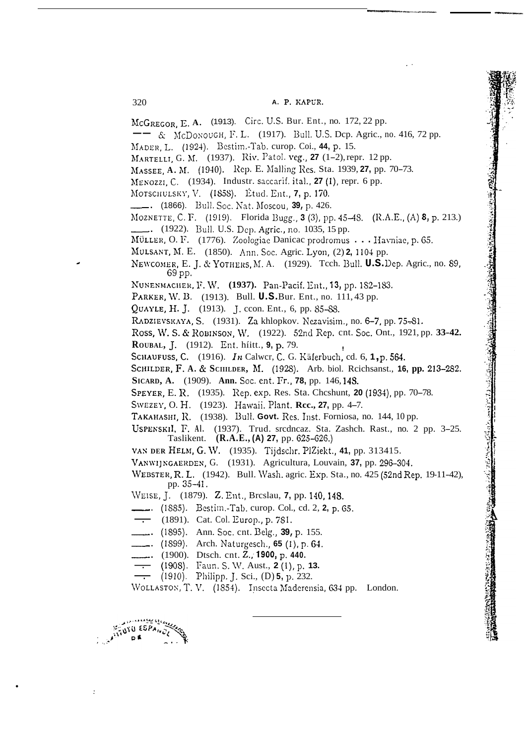McGREGOR, E. A. (1913). Circ. U.S. Bur. Ent., no. 172, 22 pp.

—— & McDONOUGH, F. L. (1917). Bull. U.S. Dep. Agric., no. 416, 72 pp.

MADER, L. (1924). Bestim.-Tab. europ. Col., 44, p. 15.

MARTELLI, G. M. (1937). Riv. Patol. veg., 27 (1–2), repr. 12 pp.

MASSEE, A. M. (1940). Rep. E. Malling Res. Sta. 1939, 27, pp. 70–73.

MENOZZI, C. (1934). Industr. saccarif. ital., 27 (1), repr. 6 pp.

MOTSCHULSKY, V. (1858). Étud. Ent., 7, p. 170.

——. (1866). Bull. Soc. Nat. Moscou, 39, p. 426.

MOZNETTE, C. F. (1919). Florida Bugg., 3 (3), pp. 45–48. (R.A.E., (A) 8, p. 213.)

——. (1922). Bull. U.S. Dep. Agric., no. 1035, 15 pp.

MÜLLER, O. F. (1776). Zoologiae Danicae prodromus . . . Havniae, p. 65.

MULSANT, M. E. (1850). Ann. Soc. Agric. Lyon, (2) 2, 1104 pp.

NEWCOMER, E. J. & YOTHERS, M. A. (1929). Tech. Bull. U.S. Dep. Agric., no. 89, 69 pp.

NUNENMACHER, F. W. (1937). Pan-Pacif. Ent., 13, pp. 182–183.

PARKER, W. B. (1913). Bull. U.S. Bur. Ent., no. 111, 43 pp.

QUAYLE, H. J. (1913). J. econ. Ent., 6, pp. 85–88.

RADZIEVSKAYA, S. (1931). Za khlopkov. Nezavisim., no. 6–7, pp. 75–81.

ROSS, W. S. & ROBINSON, W. (1922). 52nd Rep. ent. Soc. Ont., 1921, pp. 33–42.

ROUBAL, J. (1912). Ent. blätt., 9, p. 79.

SCHAUFUSS, C. (1916). *In* Calwer, C. G. Käferbuch, ed. 6, 1, p. 564.

SCHILDER, F. A. & SCHILDER, M. (1928). Arb. biol. Reichsanst., 16, pp. 213–282.

SICARD, A. (1909). Ann. Soc. ent. Fr., 78, pp. 146, 148.

SPEYER, E. R. (1935). Rep. exp. Res. Sta. Cheshunt, 20 (1934), pp. 70–78.

SWEZEY, O. H. (1923). Hawaii. Plant. Rec., 27, pp. 4–7.

TAKAHASHI, R. (1938). Bull. Govt. Res. Inst. Formosa, no. 144, 10 pp.

USPENSKII, F. Al. (1937). Trud. sredneaz. Sta. Zashch. Rast., no. 2 pp. 3–25. Tashkent. (R.A.E., (A) 27, pp. 625–626.)

VAN DER HELM, G. W. (1935). Tijdschr. PlZiekt., 41, pp. 313415.

VANWIJNGAERDEN, G. (1931). Agricultura, Louvain, 37, pp. 296–304.

WEBSTER, R. L. (1942). Bull. Wash. agric. Exp. Sta., no. 425 (52nd Rep. 19-11-42), pp. 35–41.

WEISE, J. (1879). Z. Ent., Breslau, 7, pp. 140, 148.

——. (1885). Bestim.-Tab. europ. Col., ed. 2, 2, p. 65.

——. (1891). Cat. Col. Europ., p. 781.

——. (1895). Ann. Soc. ent. Belg., 39, p. 155.

——. (1899). Arch. Naturgesch., 65 (1), p. 64.

——. (1900). Dtsch. ent. Z., 1900, p. 440.

——. (1908). Faun. S. W. Aust., 2 (1), p. 13.

——. (1910). Philipp. J. Sci., (D) 5, p. 232.

WOLLASTON, T. V. (1854). Insecta Maderensia, 634 pp. London.